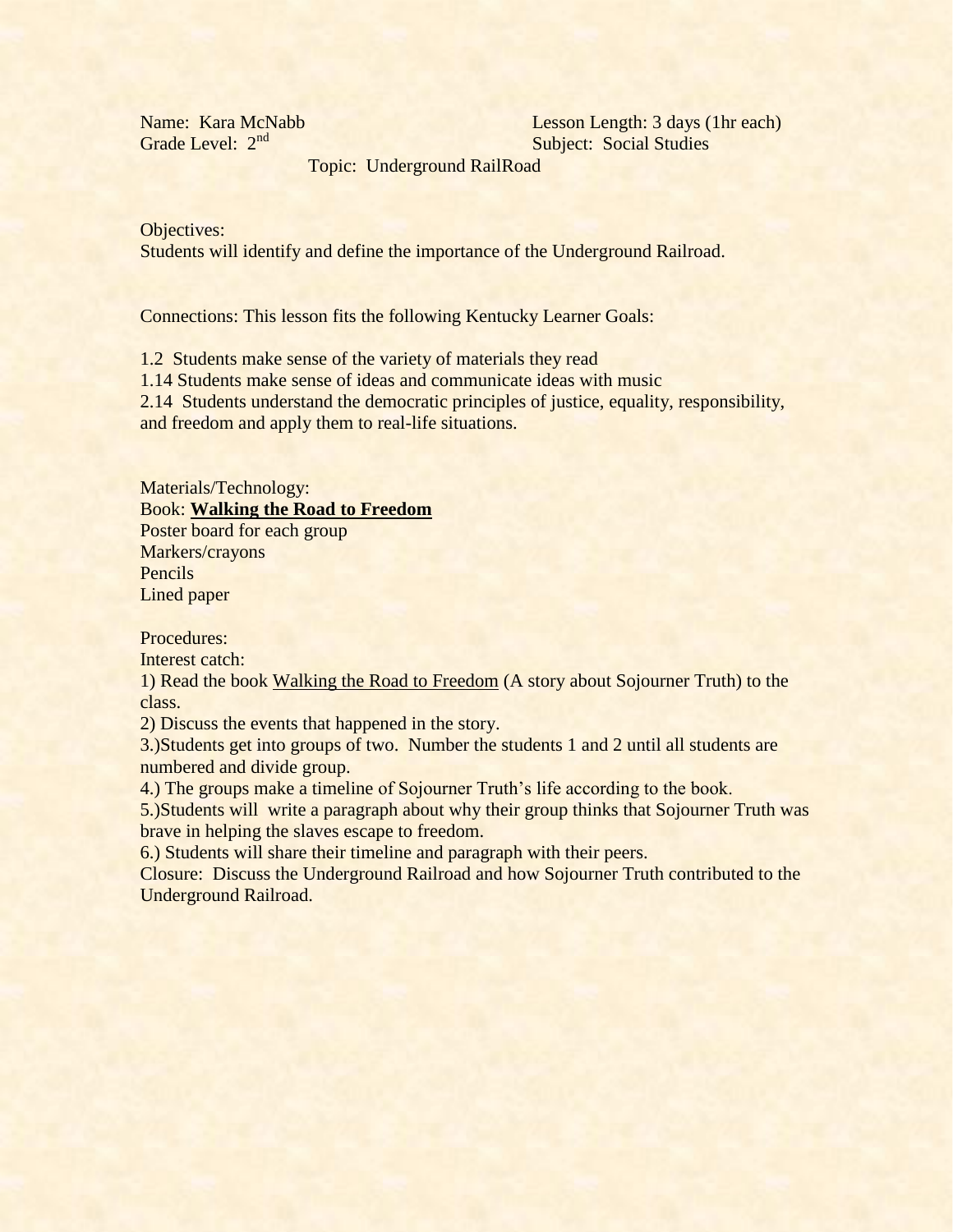Name: Kara McNabb  
Grade Level: 2nd

Lesson Length: 3 days (1hr each)  
Subject: Social Studies

Topic: Underground RailRoad

Objectives:  
Students will identify and define the importance of the Underground Railroad.

Connections: This lesson fits the following Kentucky Learner Goals:

1.2 Students make sense of the variety of materials they read  
1.14 Students make sense of ideas and communicate ideas with music  
2.14 Students understand the democratic principles of justice, equality, responsibility, and freedom and apply them to real-life situations.

Materials/Technology:  
Book: **Walking the Road to Freedom**  
Poster board for each group  
Markers/crayons  
Pencils  
Lined paper

Procedures:  
Interest catch:  
1) Read the book Walking the Road to Freedom (A story about Sojourner Truth) to the class.  
2) Discuss the events that happened in the story.  
3.)Students get into groups of two. Number the students 1 and 2 until all students are numbered and divide group.  
4.) The groups make a timeline of Sojourner Truth's life according to the book.  
5.)Students will write a paragraph about why their group thinks that Sojourner Truth was brave in helping the slaves escape to freedom.  
6.) Students will share their timeline and paragraph with their peers.  
Closure: Discuss the Underground Railroad and how Sojourner Truth contributed to the Underground Railroad.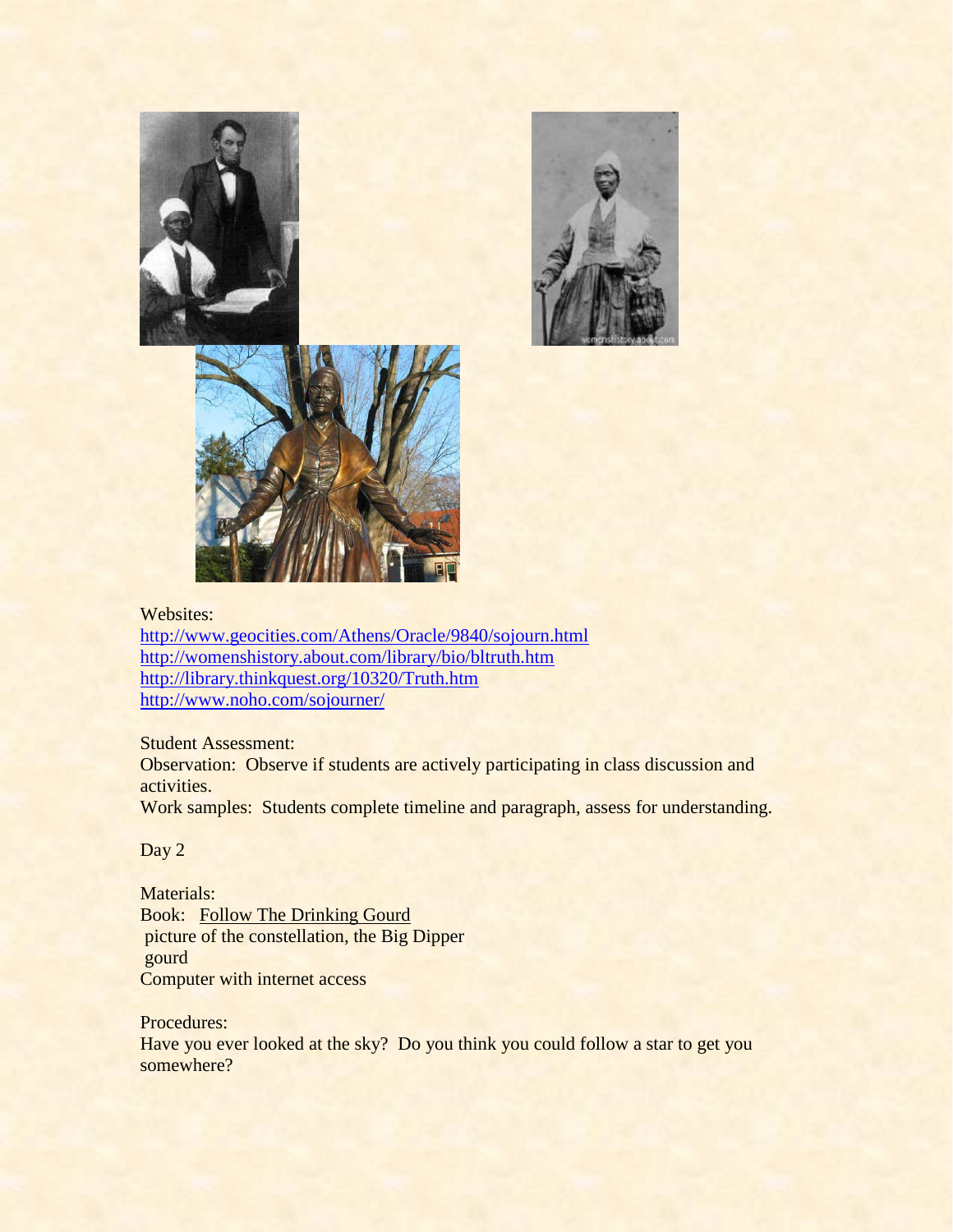Websites:
http://www.geocities.com/Athens/Oracle/9840/sojourn.html
http://womenshistory.about.com/library/bio/bltruth.htm
http://library.thinkquest.org/10320/Truth.htm
http://www.noho.com/sojourner/

Student Assessment:
Observation: Observe if students are actively participating in class discussion and activities.
Work samples: Students complete timeline and paragraph, assess for understanding.

Day 2

Materials:
Book: Follow The Drinking Gourd
picture of the constellation, the Big Dipper
gourd
Computer with internet access

Procedures:
Have you ever looked at the sky? Do you think you could follow a star to get you somewhere?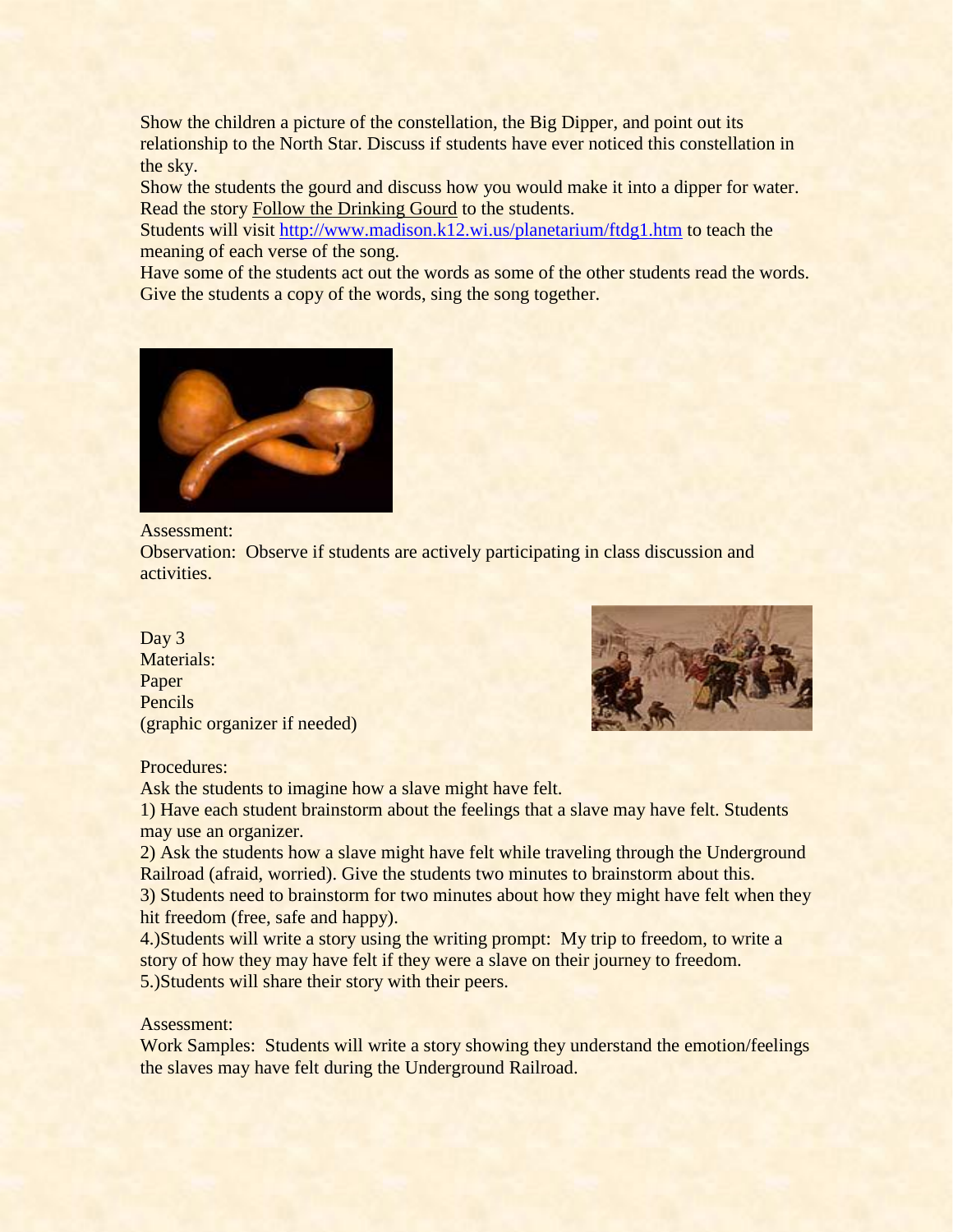Show the children a picture of the constellation, the Big Dipper, and point out its relationship to the North Star. Discuss if students have ever noticed this constellation in the sky.

Show the students the gourd and discuss how you would make it into a dipper for water.

Read the story Follow the Drinking Gourd to the students.

Students will visit [http://www.madison.k12.wi.us/planetarium/ftdg1.htm](http://www.madison.k12.wi.us/planetarium/ftdg1.htm) to teach the meaning of each verse of the song.

Have some of the students act out the words as some of the other students read the words.

Give the students a copy of the words, sing the song together.

Assessment:

Observation: Observe if students are actively participating in class discussion and activities.

Day 3

Materials:

Paper

Pencils

(graphic organizer if needed)

Procedures:

Ask the students to imagine how a slave might have felt.

1) Have each student brainstorm about the feelings that a slave may have felt. Students may use an organizer.

2) Ask the students how a slave might have felt while traveling through the Underground Railroad (afraid, worried). Give the students two minutes to brainstorm about this.

3) Students need to brainstorm for two minutes about how they might have felt when they hit freedom (free, safe and happy).

4.)Students will write a story using the writing prompt: My trip to freedom, to write a story of how they may have felt if they were a slave on their journey to freedom.

5.)Students will share their story with their peers.

Assessment:

Work Samples: Students will write a story showing they understand the emotion/feelings the slaves may have felt during the Underground Railroad.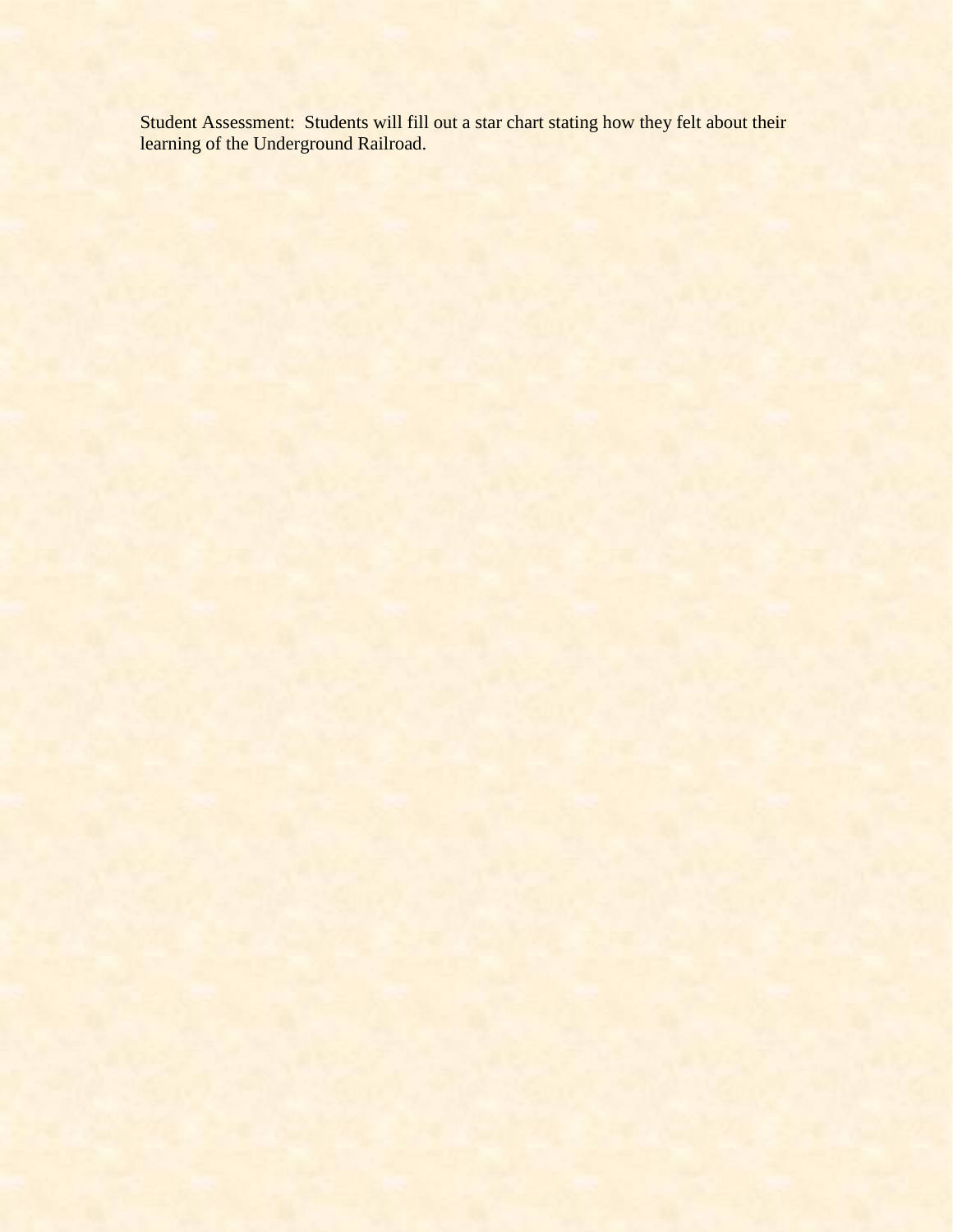Student Assessment:  Students will fill out a star chart stating how they felt about their learning of the Underground Railroad.